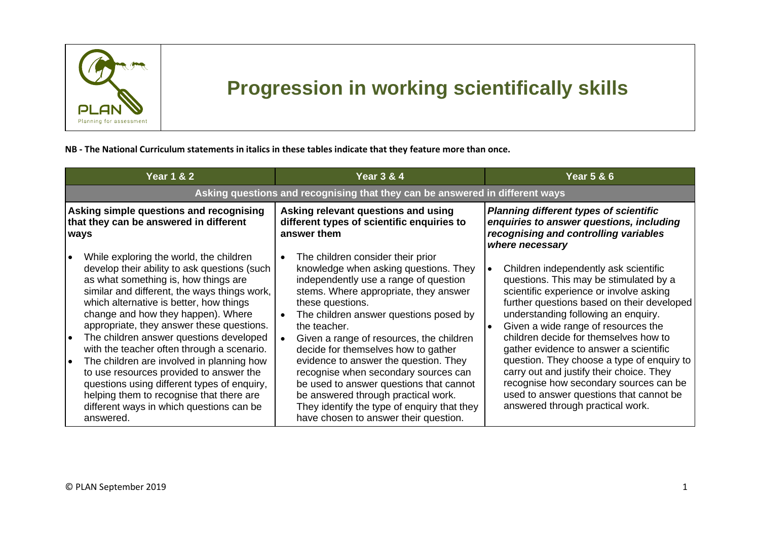# Progression in working scientifically skills

**NB - The National Curriculum statements in italics in these tables indicate that they feature more than once.**

| Year 1 & 2 | Year 3 & 4 | Year 5 & 6 |
|---|---|---|
| **Asking questions and recognising that they can be answered in different ways** | | |
| **Asking simple questions and recognising that they can be answered in different ways** | **Asking relevant questions and using different types of scientific enquiries to answer them** | ***Planning different types of scientific enquiries to answer questions, including recognising and controlling variables where necessary*** |
| • While exploring the world, the children develop their ability to ask questions (such as what something is, how things are similar and different, the ways things work, which alternative is better, how things change and how they happen). Where appropriate, they answer these questions.<br>• The children answer questions developed with the teacher often through a scenario.<br>• The children are involved in planning how to use resources provided to answer the questions using different types of enquiry, helping them to recognise that there are different ways in which questions can be answered. | • The children consider their prior knowledge when asking questions. They independently use a range of question stems. Where appropriate, they answer these questions.<br>• The children answer questions posed by the teacher.<br>• Given a range of resources, the children decide for themselves how to gather evidence to answer the question. They recognise when secondary sources can be used to answer questions that cannot be answered through practical work. They identify the type of enquiry that they have chosen to answer their question. | • Children independently ask scientific questions. This may be stimulated by a scientific experience or involve asking further questions based on their developed understanding following an enquiry.<br>• Given a wide range of resources the children decide for themselves how to gather evidence to answer a scientific question. They choose a type of enquiry to carry out and justify their choice. They recognise how secondary sources can be used to answer questions that cannot be answered through practical work. |

© PLAN September 2019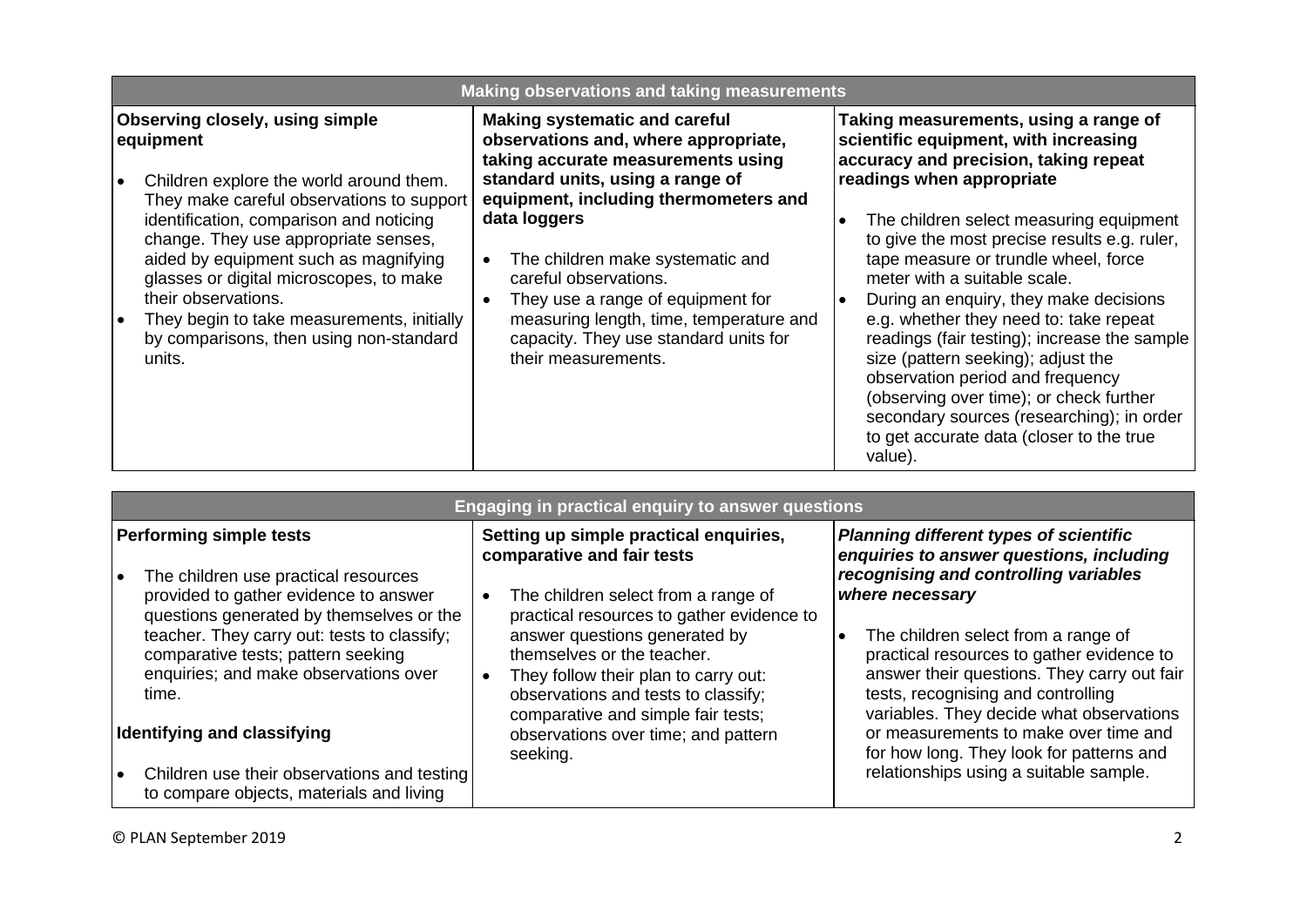| Making observations and taking measurements | | |
|---|---|---|
| **Observing closely, using simple equipment**<br><br>• Children explore the world around them. They make careful observations to support identification, comparison and noticing change. They use appropriate senses, aided by equipment such as magnifying glasses or digital microscopes, to make their observations.<br>• They begin to take measurements, initially by comparisons, then using non-standard units. | **Making systematic and careful observations and, where appropriate, taking accurate measurements using standard units, using a range of equipment, including thermometers and data loggers**<br><br>• The children make systematic and careful observations.<br>• They use a range of equipment for measuring length, time, temperature and capacity. They use standard units for their measurements. | **Taking measurements, using a range of scientific equipment, with increasing accuracy and precision, taking repeat readings when appropriate**<br><br>• The children select measuring equipment to give the most precise results e.g. ruler, tape measure or trundle wheel, force meter with a suitable scale.<br>• During an enquiry, they make decisions e.g. whether they need to: take repeat readings (fair testing); increase the sample size (pattern seeking); adjust the observation period and frequency (observing over time); or check further secondary sources (researching); in order to get accurate data (closer to the true value). |

| Engaging in practical enquiry to answer questions | | |
|---|---|---|
| **Performing simple tests**<br><br>• The children use practical resources provided to gather evidence to answer questions generated by themselves or the teacher. They carry out: tests to classify; comparative tests; pattern seeking enquiries; and make observations over time.<br><br>**Identifying and classifying**<br><br>• Children use their observations and testing to compare objects, materials and living | **Setting up simple practical enquiries, comparative and fair tests**<br><br>• The children select from a range of practical resources to gather evidence to answer questions generated by themselves or the teacher.<br>• They follow their plan to carry out: observations and tests to classify; comparative and simple fair tests; observations over time; and pattern seeking. | ***Planning different types of scientific enquiries to answer questions, including recognising and controlling variables where necessary***<br><br>• The children select from a range of practical resources to gather evidence to answer their questions. They carry out fair tests, recognising and controlling variables. They decide what observations or measurements to make over time and for how long. They look for patterns and relationships using a suitable sample. |

© PLAN September 2019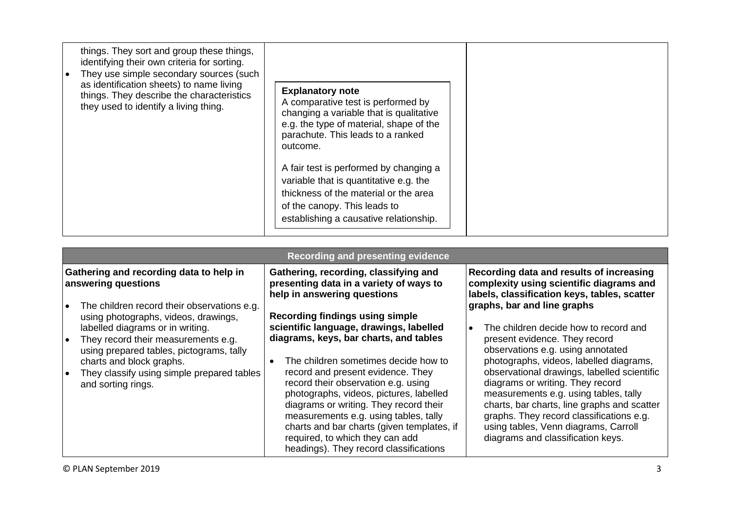| | | |
|---|---|---|
| things. They sort and group these things, identifying their own criteria for sorting.<br>• They use simple secondary sources (such as identification sheets) to name living things. They describe the characteristics they used to identify a living thing. | **Explanatory note**<br>A comparative test is performed by changing a variable that is qualitative e.g. the type of material, shape of the parachute. This leads to a ranked outcome.<br><br>A fair test is performed by changing a variable that is quantitative e.g. the thickness of the material or the area of the canopy. This leads to establishing a causative relationship. | |

| Recording and presenting evidence | | |
|---|---|---|
| **Gathering and recording data to help in answering questions**<br><br>• The children record their observations e.g. using photographs, videos, drawings, labelled diagrams or in writing.<br>• They record their measurements e.g. using prepared tables, pictograms, tally charts and block graphs.<br>• They classify using simple prepared tables and sorting rings. | **Gathering, recording, classifying and presenting data in a variety of ways to help in answering questions**<br><br>**Recording findings using simple scientific language, drawings, labelled diagrams, keys, bar charts, and tables**<br><br>• The children sometimes decide how to record and present evidence. They record their observation e.g. using photographs, videos, pictures, labelled diagrams or writing. They record their measurements e.g. using tables, tally charts and bar charts (given templates, if required, to which they can add headings). They record classifications | **Recording data and results of increasing complexity using scientific diagrams and labels, classification keys, tables, scatter graphs, bar and line graphs**<br><br>• The children decide how to record and present evidence. They record observations e.g. using annotated photographs, videos, labelled diagrams, observational drawings, labelled scientific diagrams or writing. They record measurements e.g. using tables, tally charts, bar charts, line graphs and scatter graphs. They record classifications e.g. using tables, Venn diagrams, Carroll diagrams and classification keys. |

© PLAN September 2019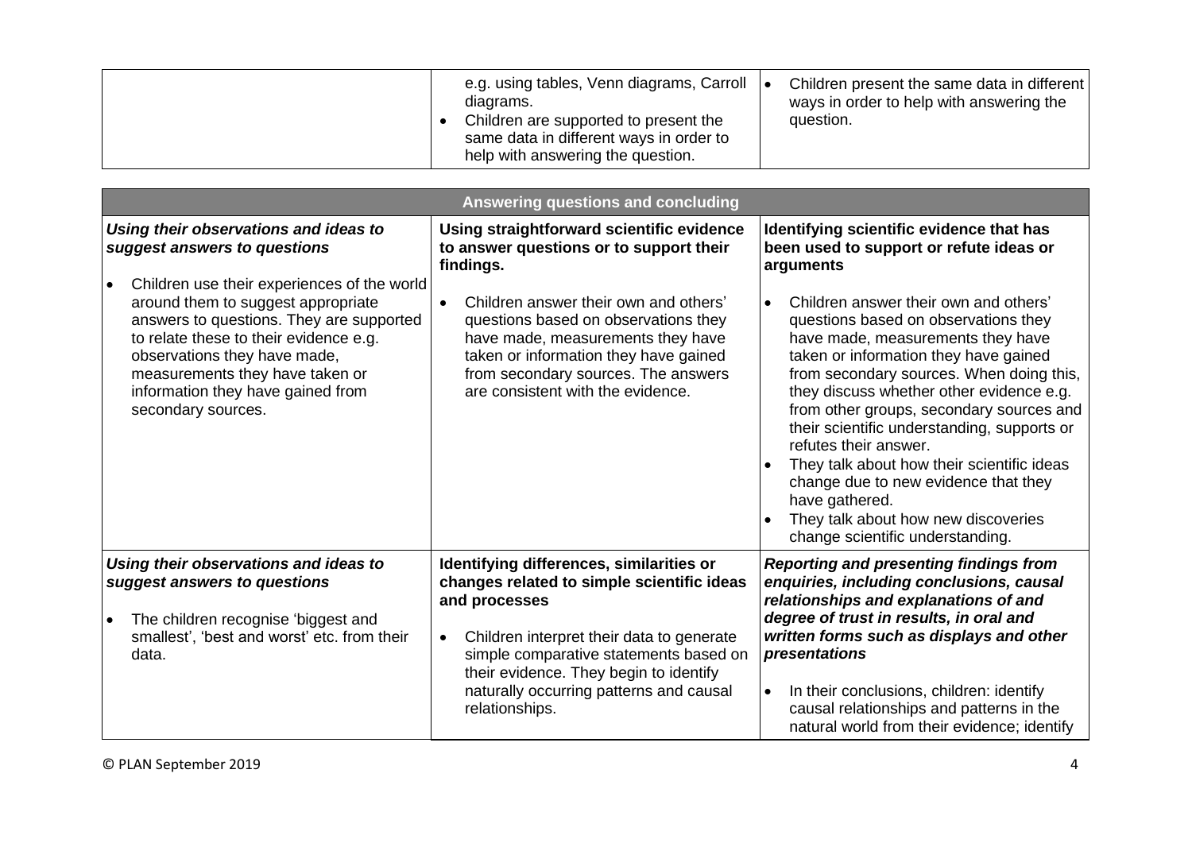| | | |
|---|---|---|
| | e.g. using tables, Venn diagrams, Carroll diagrams.<br>• Children are supported to present the same data in different ways in order to help with answering the question. | • Children present the same data in different ways in order to help with answering the question. |

| Answering questions and concluding | | |
|---|---|---|
| ***Using their observations and ideas to suggest answers to questions***<br><br>• Children use their experiences of the world around them to suggest appropriate answers to questions. They are supported to relate these to their evidence e.g. observations they have made, measurements they have taken or information they have gained from secondary sources. | **Using straightforward scientific evidence to answer questions or to support their findings.**<br><br>• Children answer their own and others' questions based on observations they have made, measurements they have taken or information they have gained from secondary sources. The answers are consistent with the evidence. | **Identifying scientific evidence that has been used to support or refute ideas or arguments**<br><br>• Children answer their own and others' questions based on observations they have made, measurements they have taken or information they have gained from secondary sources. When doing this, they discuss whether other evidence e.g. from other groups, secondary sources and their scientific understanding, supports or refutes their answer.<br>• They talk about how their scientific ideas change due to new evidence that they have gathered.<br>• They talk about how new discoveries change scientific understanding. |
| ***Using their observations and ideas to suggest answers to questions***<br><br>• The children recognise 'biggest and smallest', 'best and worst' etc. from their data. | **Identifying differences, similarities or changes related to simple scientific ideas and processes**<br><br>• Children interpret their data to generate simple comparative statements based on their evidence. They begin to identify naturally occurring patterns and causal relationships. | ***Reporting and presenting findings from enquiries, including conclusions, causal relationships and explanations of and degree of trust in results, in oral and written forms such as displays and other presentations***<br><br>• In their conclusions, children: identify causal relationships and patterns in the natural world from their evidence; identify |

© PLAN September 2019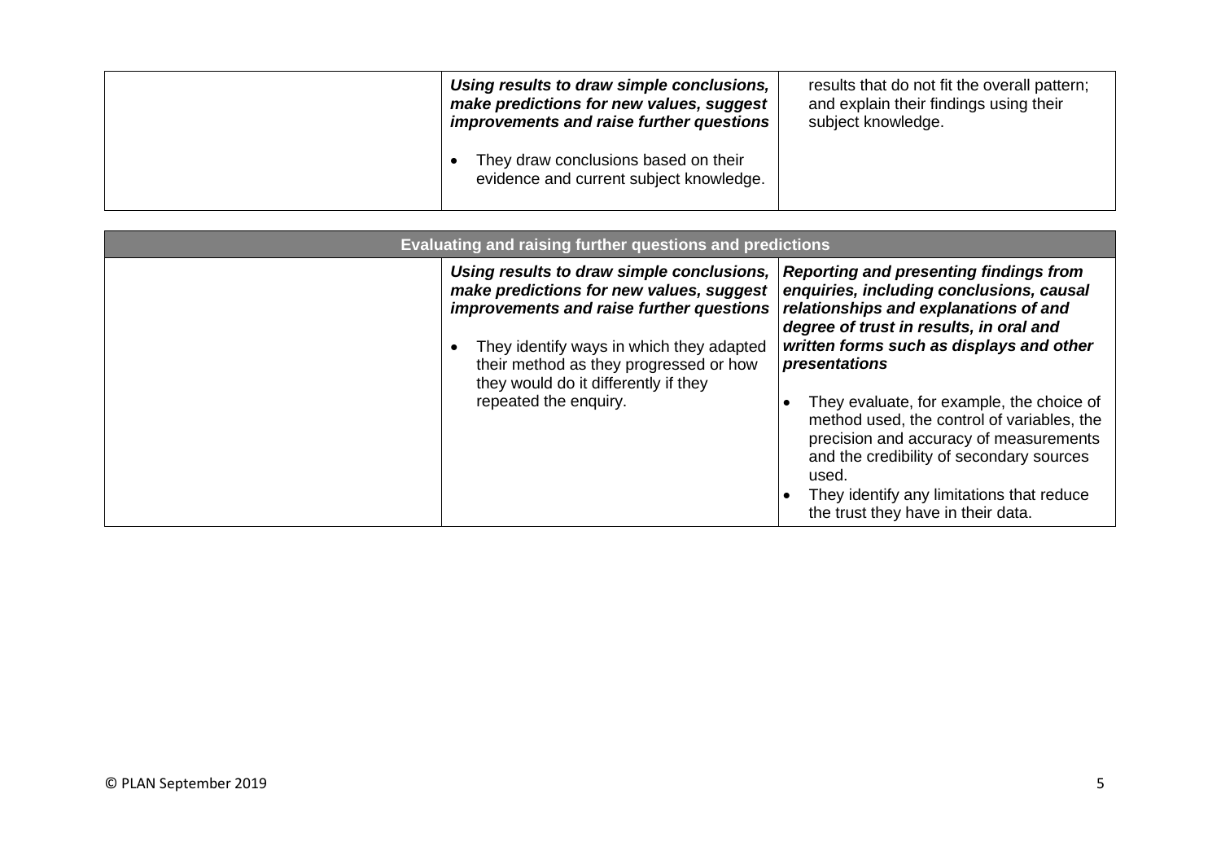| | | |
|---|---|---|
| | ***Using results to draw simple conclusions, make predictions for new values, suggest improvements and raise further questions***<br><br>• They draw conclusions based on their evidence and current subject knowledge. | results that do not fit the overall pattern; and explain their findings using their subject knowledge. |

| **Evaluating and raising further questions and predictions** | | |
|---|---|---|
| | ***Using results to draw simple conclusions, make predictions for new values, suggest improvements and raise further questions***<br><br>• They identify ways in which they adapted their method as they progressed or how they would do it differently if they repeated the enquiry. | ***Reporting and presenting findings from enquiries, including conclusions, causal relationships and explanations of and degree of trust in results, in oral and written forms such as displays and other presentations***<br><br>• They evaluate, for example, the choice of method used, the control of variables, the precision and accuracy of measurements and the credibility of secondary sources used.<br>• They identify any limitations that reduce the trust they have in their data. |

© PLAN September 2019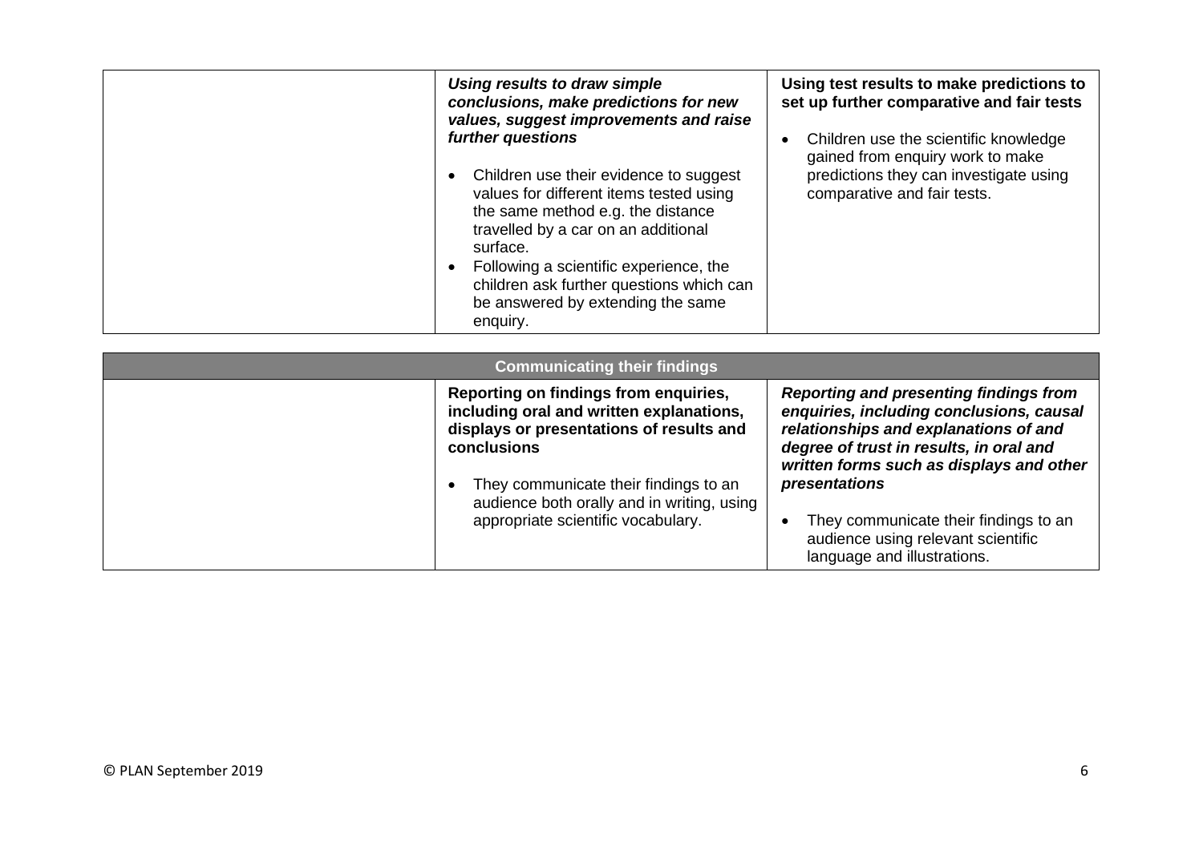| | | |
|---|---|---|
| | ***Using results to draw simple conclusions, make predictions for new values, suggest improvements and raise further questions*** <br><br> • Children use their evidence to suggest values for different items tested using the same method e.g. the distance travelled by a car on an additional surface. <br> • Following a scientific experience, the children ask further questions which can be answered by extending the same enquiry. | **Using test results to make predictions to set up further comparative and fair tests** <br><br> • Children use the scientific knowledge gained from enquiry work to make predictions they can investigate using comparative and fair tests. |

| Communicating their findings | | |
|---|---|---|
| | **Reporting on findings from enquiries, including oral and written explanations, displays or presentations of results and conclusions** <br><br> • They communicate their findings to an audience both orally and in writing, using appropriate scientific vocabulary. | ***Reporting and presenting findings from enquiries, including conclusions, causal relationships and explanations of and degree of trust in results, in oral and written forms such as displays and other presentations*** <br><br> • They communicate their findings to an audience using relevant scientific language and illustrations. |

© PLAN September 2019